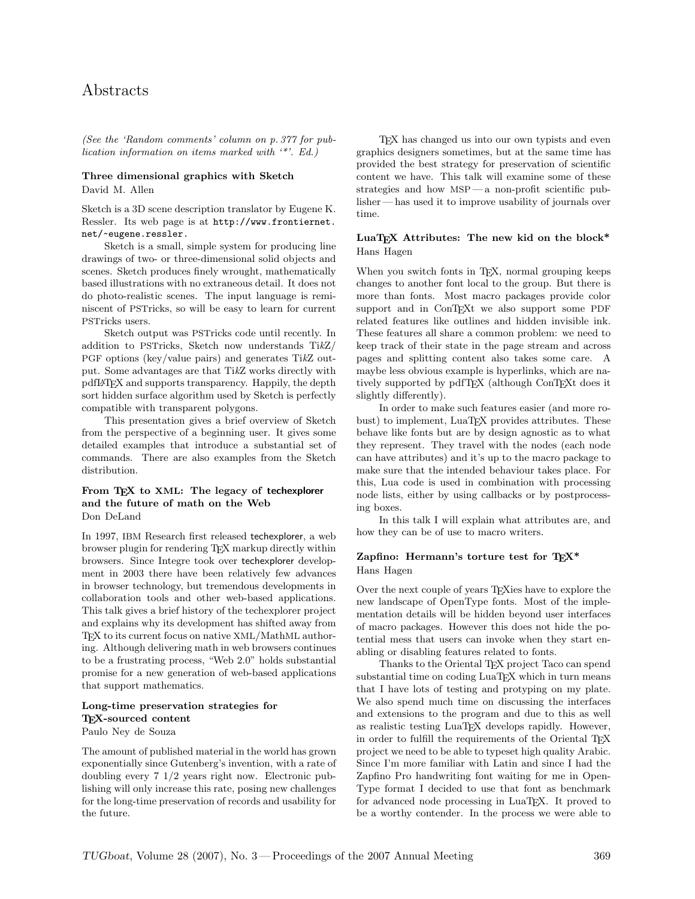# Abstracts

*(See the 'Random comments' column on p. 377 for publication information on items marked with '*'. Ed.)*

### Three dimensional graphics with Sketch

David M. Allen

Sketch is a 3D scene description translator by Eugene K. Ressler. Its web page is at `http://www.frontiernet.net/~eugene.ressler`.

Sketch is a small, simple system for producing line drawings of two- or three-dimensional solid objects and scenes. Sketch produces finely wrought, mathematically based illustrations with no extraneous detail. It does not do photo-realistic scenes. The input language is reminiscent of PSTricks, so will be easy to learn for current PSTricks users.

Sketch output was PSTricks code until recently. In addition to PSTricks, Sketch now understands Ti*k*Z/PGF options (key/value pairs) and generates Ti*k*Z output. Some advantages are that Ti*k*Z works directly with pdfLaTeX and supports transparency. Happily, the depth sort hidden surface algorithm used by Sketch is perfectly compatible with transparent polygons.

This presentation gives a brief overview of Sketch from the perspective of a beginning user. It gives some detailed examples that introduce a substantial set of commands. There are also examples from the Sketch distribution.

### From TeX to XML: The legacy of techexplorer and the future of math on the Web

Don DeLand

In 1997, IBM Research first released techexplorer, a web browser plugin for rendering TeX markup directly within browsers. Since Integre took over techexplorer development in 2003 there have been relatively few advances in browser technology, but tremendous developments in collaboration tools and other web-based applications. This talk gives a brief history of the techexplorer project and explains why its development has shifted away from TeX to its current focus on native XML/MathML authoring. Although delivering math in web browsers continues to be a frustrating process, "Web 2.0" holds substantial promise for a new generation of web-based applications that support mathematics.

### Long-time preservation strategies for TeX-sourced content

Paulo Ney de Souza

The amount of published material in the world has grown exponentially since Gutenberg's invention, with a rate of doubling every 7 1/2 years right now. Electronic publishing will only increase this rate, posing new challenges for the long-time preservation of records and usability for the future.

TeX has changed us into our own typists and even graphics designers sometimes, but at the same time has provided the best strategy for preservation of scientific content we have. This talk will examine some of these strategies and how MSP — a non-profit scientific publisher — has used it to improve usability of journals over time.

### LuaTeX Attributes: The new kid on the block*

Hans Hagen

When you switch fonts in TeX, normal grouping keeps changes to another font local to the group. But there is more than fonts. Most macro packages provide color support and in ConTeXt we also support some PDF related features like outlines and hidden invisible ink. These features all share a common problem: we need to keep track of their state in the page stream and across pages and splitting content also takes some care. A maybe less obvious example is hyperlinks, which are natively supported by pdfTeX (although ConTeXt does it slightly differently).

In order to make such features easier (and more robust) to implement, LuaTeX provides attributes. These behave like fonts but are by design agnostic as to what they represent. They travel with the nodes (each node can have attributes) and it's up to the macro package to make sure that the intended behaviour takes place. For this, Lua code is used in combination with processing node lists, either by using callbacks or by postprocessing boxes.

In this talk I will explain what attributes are, and how they can be of use to macro writers.

### Zapfino: Hermann's torture test for TeX*

Hans Hagen

Over the next couple of years TeXies have to explore the new landscape of OpenType fonts. Most of the implementation details will be hidden beyond user interfaces of macro packages. However this does not hide the potential mess that users can invoke when they start enabling or disabling features related to fonts.

Thanks to the Oriental TeX project Taco can spend substantial time on coding LuaTeX which in turn means that I have lots of testing and protyping on my plate. We also spend much time on discussing the interfaces and extensions to the program and due to this as well as realistic testing LuaTeX develops rapidly. However, in order to fulfill the requirements of the Oriental TeX project we need to be able to typeset high quality Arabic. Since I'm more familiar with Latin and since I had the Zapfino Pro handwriting font waiting for me in OpenType format I decided to use that font as benchmark for advanced node processing in LuaTeX. It proved to be a worthy contender. In the process we were able to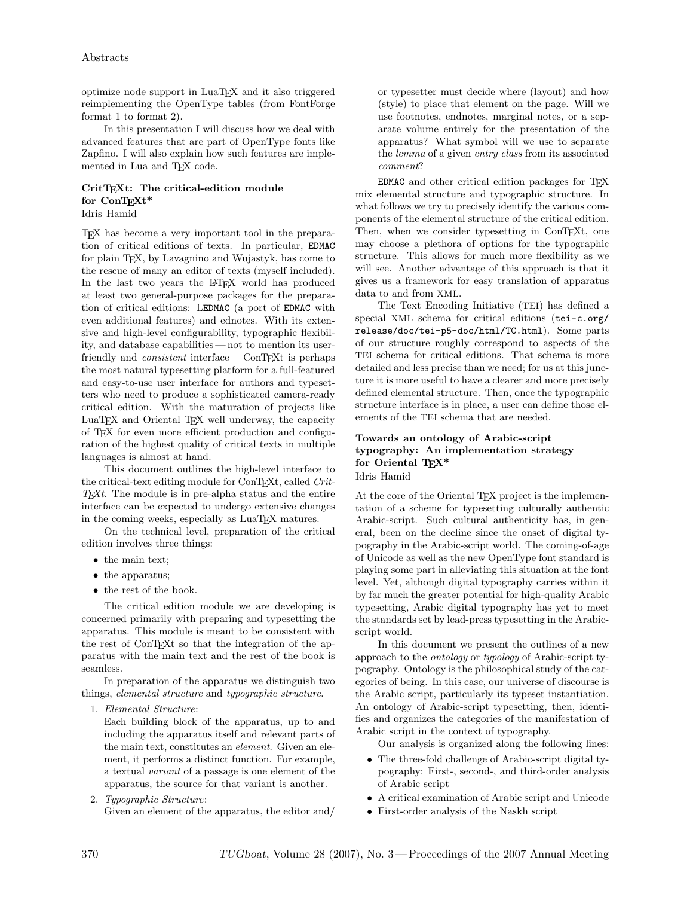optimize node support in LuaTEX and it also triggered reimplementing the OpenType tables (from FontForge format 1 to format 2).

In this presentation I will discuss how we deal with advanced features that are part of OpenType fonts like Zapfino. I will also explain how such features are implemented in Lua and TEX code.

### CritTEXt: The critical-edition module for ConTEXt*

Idris Hamid

TEX has become a very important tool in the preparation of critical editions of texts. In particular, EDMAC for plain TEX, by Lavagnino and Wujastyk, has come to the rescue of many an editor of texts (myself included). In the last two years the LATEX world has produced at least two general-purpose packages for the preparation of critical editions: LEDMAC (a port of EDMAC with even additional features) and ednotes. With its extensive and high-level configurability, typographic flexibility, and database capabilities — not to mention its user-friendly and *consistent* interface — ConTEXt is perhaps the most natural typesetting platform for a full-featured and easy-to-use user interface for authors and typesetters who need to produce a sophisticated camera-ready critical edition. With the maturation of projects like LuaTEX and Oriental TEX well underway, the capacity of TEX for even more efficient production and configuration of the highest quality of critical texts in multiple languages is almost at hand.

This document outlines the high-level interface to the critical-text editing module for ConTEXt, called *CritTEXt*. The module is in pre-alpha status and the entire interface can be expected to undergo extensive changes in the coming weeks, especially as LuaTEX matures.

On the technical level, preparation of the critical edition involves three things:

- the main text;
- the apparatus;
- the rest of the book.

The critical edition module we are developing is concerned primarily with preparing and typesetting the apparatus. This module is meant to be consistent with the rest of ConTEXt so that the integration of the apparatus with the main text and the rest of the book is seamless.

In preparation of the apparatus we distinguish two things, *elemental structure* and *typographic structure*.

1. *Elemental Structure*:
   Each building block of the apparatus, up to and including the apparatus itself and relevant parts of the main text, constitutes an *element*. Given an element, it performs a distinct function. For example, a textual *variant* of a passage is one element of the apparatus, the source for that variant is another.
2. *Typographic Structure*:
   Given an element of the apparatus, the editor and/or typesetter must decide where (layout) and how (style) to place that element on the page. Will we use footnotes, endnotes, marginal notes, or a separate volume entirely for the presentation of the apparatus? What symbol will we use to separate the *lemma* of a given *entry class* from its associated *comment*?

EDMAC and other critical edition packages for TEX mix elemental structure and typographic structure. In what follows we try to precisely identify the various components of the elemental structure of the critical edition. Then, when we consider typesetting in ConTEXt, one may choose a plethora of options for the typographic structure. This allows for much more flexibility as we will see. Another advantage of this approach is that it gives us a framework for easy translation of apparatus data to and from XML.

The Text Encoding Initiative (TEI) has defined a special XML schema for critical editions (`tei-c.org/release/doc/tei-p5-doc/html/TC.html`). Some parts of our structure roughly correspond to aspects of the TEI schema for critical editions. That schema is more detailed and less precise than we need; for us at this juncture it is more useful to have a clearer and more precisely defined elemental structure. Then, once the typographic structure interface is in place, a user can define those elements of the TEI schema that are needed.

### Towards an ontology of Arabic-script typography: An implementation strategy for Oriental TEX*

Idris Hamid

At the core of the Oriental TEX project is the implementation of a scheme for typesetting culturally authentic Arabic-script. Such cultural authenticity has, in general, been on the decline since the onset of digital typography in the Arabic-script world. The coming-of-age of Unicode as well as the new OpenType font standard is playing some part in alleviating this situation at the font level. Yet, although digital typography carries within it by far much the greater potential for high-quality Arabic typesetting, Arabic digital typography has yet to meet the standards set by lead-press typesetting in the Arabic-script world.

In this document we present the outlines of a new approach to the *ontology* or *typology* of Arabic-script typography. Ontology is the philosophical study of the categories of being. In this case, our universe of discourse is the Arabic script, particularly its typeset instantiation. An ontology of Arabic-script typesetting, then, identifies and organizes the categories of the manifestation of Arabic script in the context of typography.

Our analysis is organized along the following lines:

- The three-fold challenge of Arabic-script digital typography: First-, second-, and third-order analysis of Arabic script
- A critical examination of Arabic script and Unicode
- First-order analysis of the Naskh script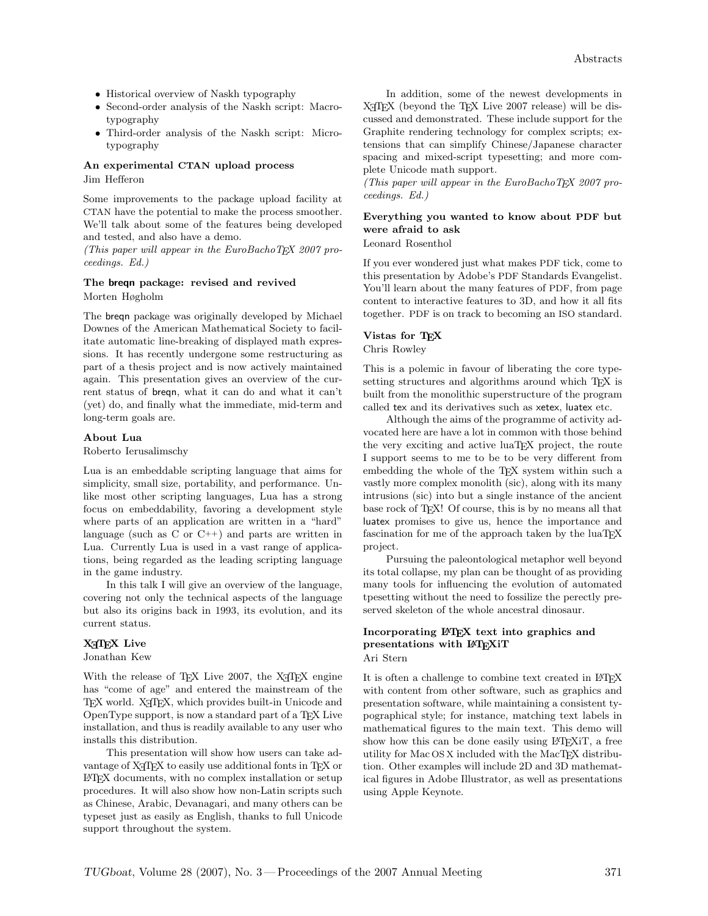- Historical overview of Naskh typography
- Second-order analysis of the Naskh script: Macro-typography
- Third-order analysis of the Naskh script: Micro-typography

### An experimental CTAN upload process

Jim Hefferon

Some improvements to the package upload facility at CTAN have the potential to make the process smoother. We'll talk about some of the features being developed and tested, and also have a demo.

*(This paper will appear in the EuroBachoTEX 2007 proceedings. Ed.)*

### The breqn package: revised and revived

Morten Høgholm

The breqn package was originally developed by Michael Downes of the American Mathematical Society to facilitate automatic line-breaking of displayed math expressions. It has recently undergone some restructuring as part of a thesis project and is now actively maintained again. This presentation gives an overview of the current status of breqn, what it can do and what it can't (yet) do, and finally what the immediate, mid-term and long-term goals are.

### About Lua

Roberto Ierusalimschy

Lua is an embeddable scripting language that aims for simplicity, small size, portability, and performance. Unlike most other scripting languages, Lua has a strong focus on embeddability, favoring a development style where parts of an application are written in a "hard" language (such as C or C++) and parts are written in Lua. Currently Lua is used in a vast range of applications, being regarded as the leading scripting language in the game industry.

In this talk I will give an overview of the language, covering not only the technical aspects of the language but also its origins back in 1993, its evolution, and its current status.

### XƎTEX Live

Jonathan Kew

With the release of TEX Live 2007, the XƎTEX engine has "come of age" and entered the mainstream of the TEX world. XƎTEX, which provides built-in Unicode and OpenType support, is now a standard part of a TEX Live installation, and thus is readily available to any user who installs this distribution.

This presentation will show how users can take advantage of XƎTEX to easily use additional fonts in TEX or LATEX documents, with no complex installation or setup procedures. It will also show how non-Latin scripts such as Chinese, Arabic, Devanagari, and many others can be typeset just as easily as English, thanks to full Unicode support throughout the system.

In addition, some of the newest developments in XƎTEX (beyond the TEX Live 2007 release) will be discussed and demonstrated. These include support for the Graphite rendering technology for complex scripts; extensions that can simplify Chinese/Japanese character spacing and mixed-script typesetting; and more complete Unicode math support.

*(This paper will appear in the EuroBachoTEX 2007 proceedings. Ed.)*

### Everything you wanted to know about PDF but were afraid to ask

Leonard Rosenthol

If you ever wondered just what makes PDF tick, come to this presentation by Adobe's PDF Standards Evangelist. You'll learn about the many features of PDF, from page content to interactive features to 3D, and how it all fits together. PDF is on track to becoming an ISO standard.

### Vistas for TEX

Chris Rowley

This is a polemic in favour of liberating the core typesetting structures and algorithms around which TEX is built from the monolithic superstructure of the program called tex and its derivatives such as xetex, luatex etc.

Although the aims of the programme of activity advocated here are have a lot in common with those behind the very exciting and active luaTEX project, the route I support seems to me to be to be very different from embedding the whole of the TEX system within such a vastly more complex monolith (sic), along with its many intrusions (sic) into but a single instance of the ancient base rock of TEX! Of course, this is by no means all that luatex promises to give us, hence the importance and fascination for me of the approach taken by the luaTEX project.

Pursuing the paleontological metaphor well beyond its total collapse, my plan can be thought of as providing many tools for influencing the evolution of automated tpesetting without the need to fossilize the perectly preserved skeleton of the whole ancestral dinosaur.

### Incorporating LATEX text into graphics and presentations with LATEXiT

Ari Stern

It is often a challenge to combine text created in LATEX with content from other software, such as graphics and presentation software, while maintaining a consistent typographical style; for instance, matching text labels in mathematical figures to the main text. This demo will show how this can be done easily using LATEXiT, a free utility for Mac OS X included with the MacTEX distribution. Other examples will include 2D and 3D mathematical figures in Adobe Illustrator, as well as presentations using Apple Keynote.